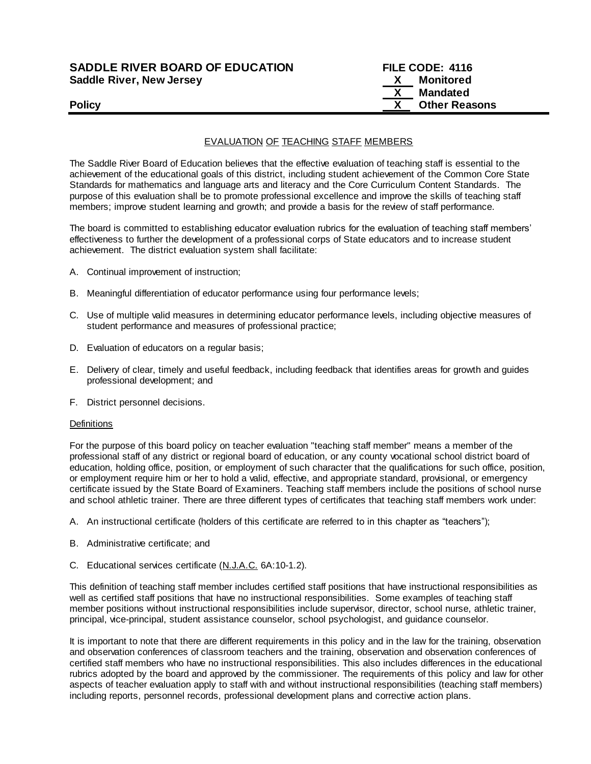**SADDLE RIVER BOARD OF EDUCATION**
**Saddle River, New Jersey**

**FILE CODE: 4116**
**X Monitored**
**X Mandated**
**X Other Reasons**

**Policy**

## EVALUATION OF TEACHING STAFF MEMBERS

The Saddle River Board of Education believes that the effective evaluation of teaching staff is essential to the achievement of the educational goals of this district, including student achievement of the Common Core State Standards for mathematics and language arts and literacy and the Core Curriculum Content Standards. The purpose of this evaluation shall be to promote professional excellence and improve the skills of teaching staff members; improve student learning and growth; and provide a basis for the review of staff performance.

The board is committed to establishing educator evaluation rubrics for the evaluation of teaching staff members' effectiveness to further the development of a professional corps of State educators and to increase student achievement. The district evaluation system shall facilitate:

A. Continual improvement of instruction;

B. Meaningful differentiation of educator performance using four performance levels;

C. Use of multiple valid measures in determining educator performance levels, including objective measures of student performance and measures of professional practice;

D. Evaluation of educators on a regular basis;

E. Delivery of clear, timely and useful feedback, including feedback that identifies areas for growth and guides professional development; and

F. District personnel decisions.

### Definitions

For the purpose of this board policy on teacher evaluation "teaching staff member" means a member of the professional staff of any district or regional board of education, or any county vocational school district board of education, holding office, position, or employment of such character that the qualifications for such office, position, or employment require him or her to hold a valid, effective, and appropriate standard, provisional, or emergency certificate issued by the State Board of Examiners. Teaching staff members include the positions of school nurse and school athletic trainer. There are three different types of certificates that teaching staff members work under:

A. An instructional certificate (holders of this certificate are referred to in this chapter as "teachers");

B. Administrative certificate; and

C. Educational services certificate (N.J.A.C. 6A:10-1.2).

This definition of teaching staff member includes certified staff positions that have instructional responsibilities as well as certified staff positions that have no instructional responsibilities. Some examples of teaching staff member positions without instructional responsibilities include supervisor, director, school nurse, athletic trainer, principal, vice-principal, student assistance counselor, school psychologist, and guidance counselor.

It is important to note that there are different requirements in this policy and in the law for the training, observation and observation conferences of classroom teachers and the training, observation and observation conferences of certified staff members who have no instructional responsibilities. This also includes differences in the educational rubrics adopted by the board and approved by the commissioner. The requirements of this policy and law for other aspects of teacher evaluation apply to staff with and without instructional responsibilities (teaching staff members) including reports, personnel records, professional development plans and corrective action plans.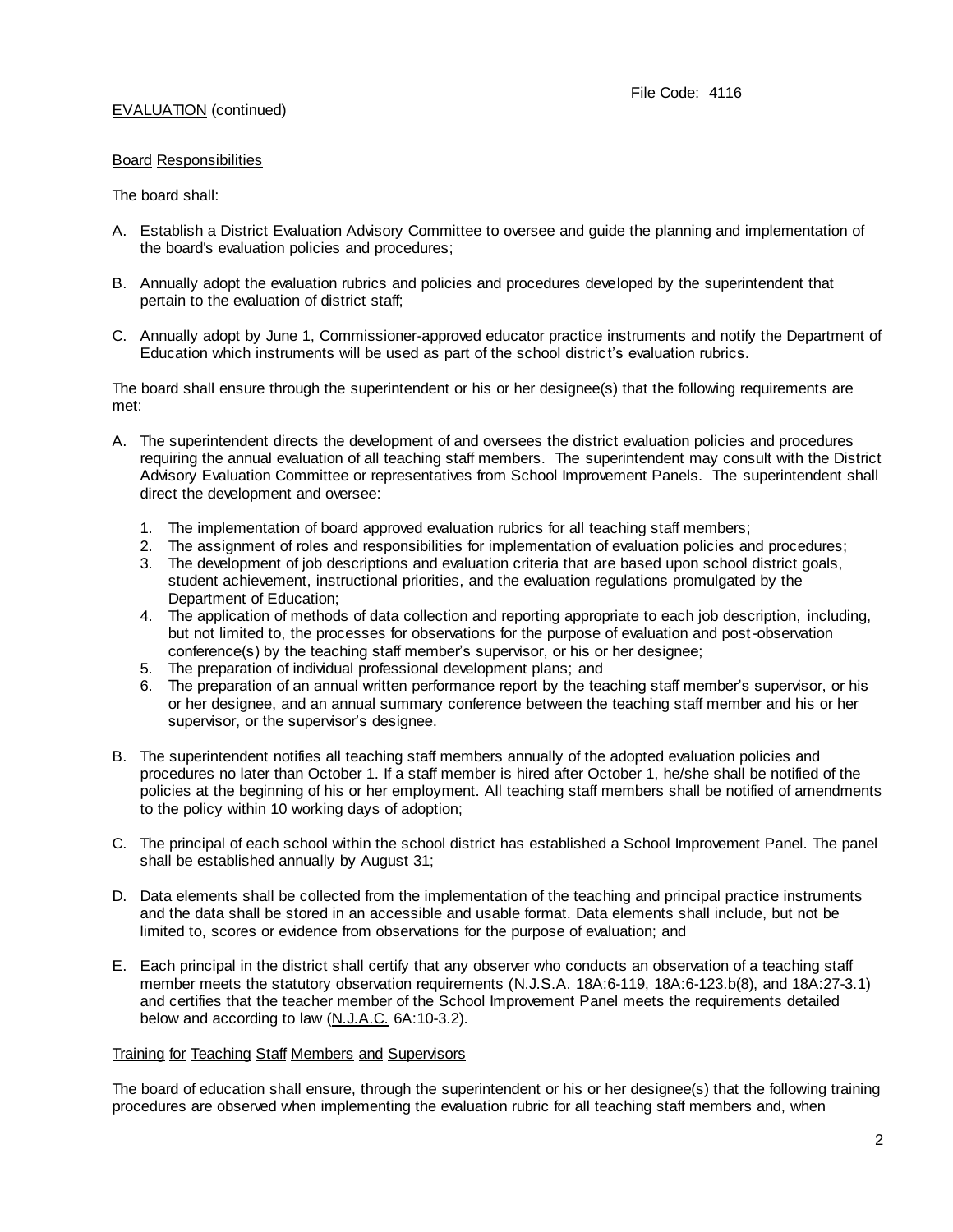File Code: 4116

EVALUATION (continued)

Board Responsibilities

The board shall:

A. Establish a District Evaluation Advisory Committee to oversee and guide the planning and implementation of the board's evaluation policies and procedures;

B. Annually adopt the evaluation rubrics and policies and procedures developed by the superintendent that pertain to the evaluation of district staff;

C. Annually adopt by June 1, Commissioner-approved educator practice instruments and notify the Department of Education which instruments will be used as part of the school district's evaluation rubrics.

The board shall ensure through the superintendent or his or her designee(s) that the following requirements are met:

A. The superintendent directs the development of and oversees the district evaluation policies and procedures requiring the annual evaluation of all teaching staff members. The superintendent may consult with the District Advisory Evaluation Committee or representatives from School Improvement Panels. The superintendent shall direct the development and oversee:

   1. The implementation of board approved evaluation rubrics for all teaching staff members;
   2. The assignment of roles and responsibilities for implementation of evaluation policies and procedures;
   3. The development of job descriptions and evaluation criteria that are based upon school district goals, student achievement, instructional priorities, and the evaluation regulations promulgated by the Department of Education;
   4. The application of methods of data collection and reporting appropriate to each job description, including, but not limited to, the processes for observations for the purpose of evaluation and post-observation conference(s) by the teaching staff member's supervisor, or his or her designee;
   5. The preparation of individual professional development plans; and
   6. The preparation of an annual written performance report by the teaching staff member's supervisor, or his or her designee, and an annual summary conference between the teaching staff member and his or her supervisor, or the supervisor's designee.

B. The superintendent notifies all teaching staff members annually of the adopted evaluation policies and procedures no later than October 1. If a staff member is hired after October 1, he/she shall be notified of the policies at the beginning of his or her employment. All teaching staff members shall be notified of amendments to the policy within 10 working days of adoption;

C. The principal of each school within the school district has established a School Improvement Panel. The panel shall be established annually by August 31;

D. Data elements shall be collected from the implementation of the teaching and principal practice instruments and the data shall be stored in an accessible and usable format. Data elements shall include, but not be limited to, scores or evidence from observations for the purpose of evaluation; and

E. Each principal in the district shall certify that any observer who conducts an observation of a teaching staff member meets the statutory observation requirements (N.J.S.A. 18A:6-119, 18A:6-123.b(8), and 18A:27-3.1) and certifies that the teacher member of the School Improvement Panel meets the requirements detailed below and according to law (N.J.A.C. 6A:10-3.2).

Training for Teaching Staff Members and Supervisors

The board of education shall ensure, through the superintendent or his or her designee(s) that the following training procedures are observed when implementing the evaluation rubric for all teaching staff members and, when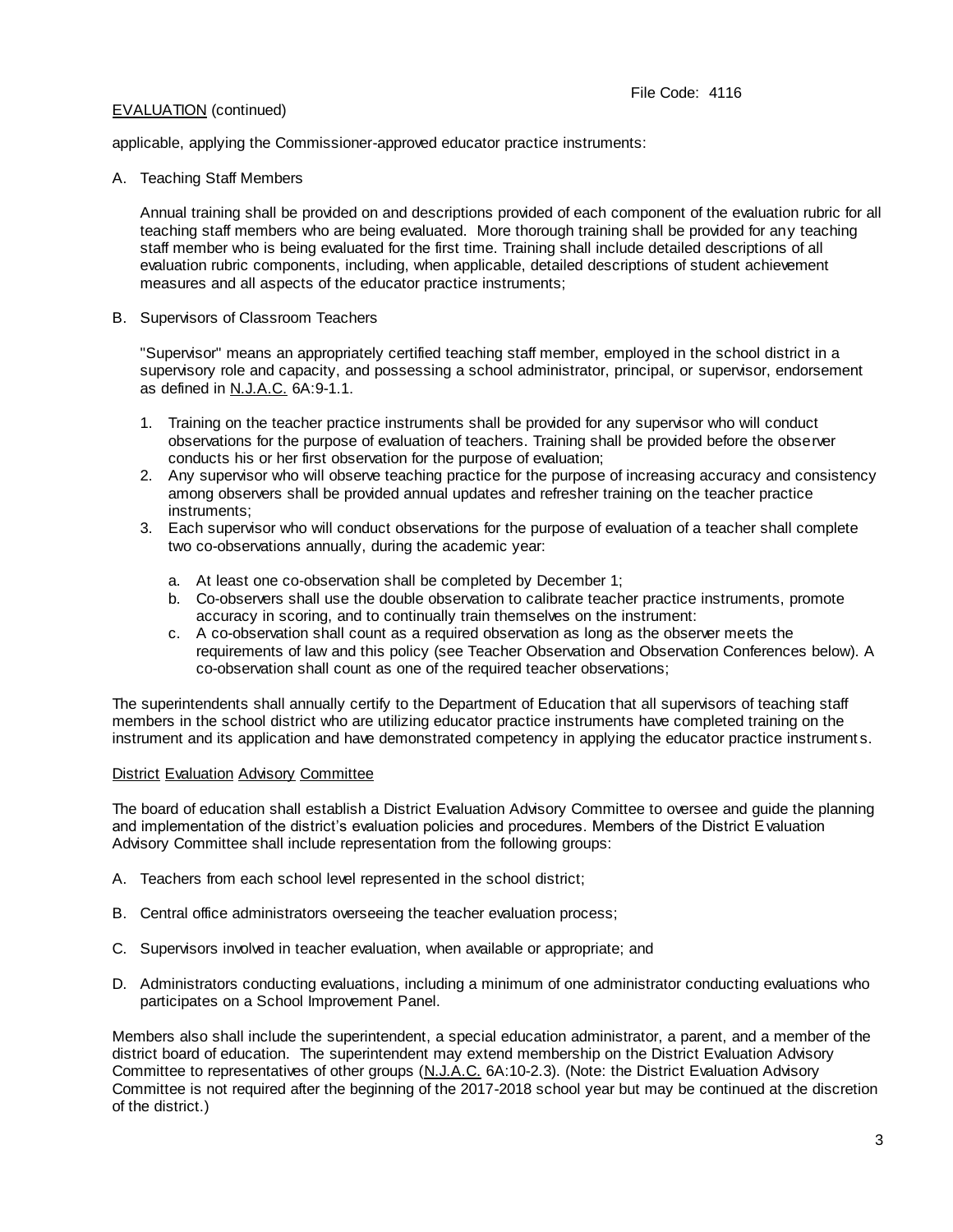applicable, applying the Commissioner-approved educator practice instruments:

A. Teaching Staff Members

   Annual training shall be provided on and descriptions provided of each component of the evaluation rubric for all teaching staff members who are being evaluated. More thorough training shall be provided for any teaching staff member who is being evaluated for the first time. Training shall include detailed descriptions of all evaluation rubric components, including, when applicable, detailed descriptions of student achievement measures and all aspects of the educator practice instruments;

B. Supervisors of Classroom Teachers

   "Supervisor" means an appropriately certified teaching staff member, employed in the school district in a supervisory role and capacity, and possessing a school administrator, principal, or supervisor, endorsement as defined in N.J.A.C. 6A:9-1.1.

   1. Training on the teacher practice instruments shall be provided for any supervisor who will conduct observations for the purpose of evaluation of teachers. Training shall be provided before the observer conducts his or her first observation for the purpose of evaluation;
   2. Any supervisor who will observe teaching practice for the purpose of increasing accuracy and consistency among observers shall be provided annual updates and refresher training on the teacher practice instruments;
   3. Each supervisor who will conduct observations for the purpose of evaluation of a teacher shall complete two co-observations annually, during the academic year:

      a. At least one co-observation shall be completed by December 1;
      b. Co-observers shall use the double observation to calibrate teacher practice instruments, promote accuracy in scoring, and to continually train themselves on the instrument:
      c. A co-observation shall count as a required observation as long as the observer meets the requirements of law and this policy (see Teacher Observation and Observation Conferences below). A co-observation shall count as one of the required teacher observations;

The superintendents shall annually certify to the Department of Education that all supervisors of teaching staff members in the school district who are utilizing educator practice instruments have completed training on the instrument and its application and have demonstrated competency in applying the educator practice instruments.

## District Evaluation Advisory Committee

The board of education shall establish a District Evaluation Advisory Committee to oversee and guide the planning and implementation of the district's evaluation policies and procedures. Members of the District Evaluation Advisory Committee shall include representation from the following groups:

A. Teachers from each school level represented in the school district;

B. Central office administrators overseeing the teacher evaluation process;

C. Supervisors involved in teacher evaluation, when available or appropriate; and

D. Administrators conducting evaluations, including a minimum of one administrator conducting evaluations who participates on a School Improvement Panel.

Members also shall include the superintendent, a special education administrator, a parent, and a member of the district board of education. The superintendent may extend membership on the District Evaluation Advisory Committee to representatives of other groups (N.J.A.C. 6A:10-2.3). (Note: the District Evaluation Advisory Committee is not required after the beginning of the 2017-2018 school year but may be continued at the discretion of the district.)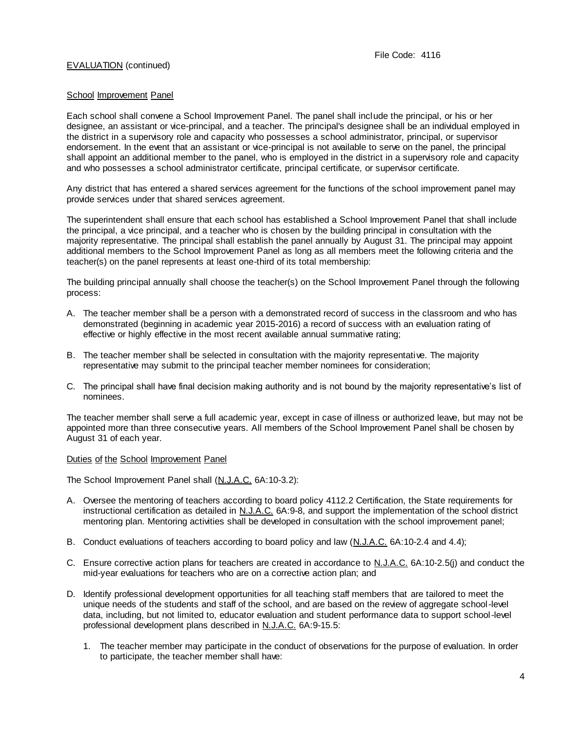EVALUATION (continued)

School Improvement Panel

Each school shall convene a School Improvement Panel. The panel shall include the principal, or his or her designee, an assistant or vice-principal, and a teacher. The principal's designee shall be an individual employed in the district in a supervisory role and capacity who possesses a school administrator, principal, or supervisor endorsement. In the event that an assistant or vice-principal is not available to serve on the panel, the principal shall appoint an additional member to the panel, who is employed in the district in a supervisory role and capacity and who possesses a school administrator certificate, principal certificate, or supervisor certificate.

Any district that has entered a shared services agreement for the functions of the school improvement panel may provide services under that shared services agreement.

The superintendent shall ensure that each school has established a School Improvement Panel that shall include the principal, a vice principal, and a teacher who is chosen by the building principal in consultation with the majority representative. The principal shall establish the panel annually by August 31. The principal may appoint additional members to the School Improvement Panel as long as all members meet the following criteria and the teacher(s) on the panel represents at least one-third of its total membership:

The building principal annually shall choose the teacher(s) on the School Improvement Panel through the following process:

A. The teacher member shall be a person with a demonstrated record of success in the classroom and who has demonstrated (beginning in academic year 2015-2016) a record of success with an evaluation rating of effective or highly effective in the most recent available annual summative rating;

B. The teacher member shall be selected in consultation with the majority representative. The majority representative may submit to the principal teacher member nominees for consideration;

C. The principal shall have final decision making authority and is not bound by the majority representative's list of nominees.

The teacher member shall serve a full academic year, except in case of illness or authorized leave, but may not be appointed more than three consecutive years. All members of the School Improvement Panel shall be chosen by August 31 of each year.

Duties of the School Improvement Panel

The School Improvement Panel shall (N.J.A.C. 6A:10-3.2):

A. Oversee the mentoring of teachers according to board policy 4112.2 Certification, the State requirements for instructional certification as detailed in N.J.A.C. 6A:9-8, and support the implementation of the school district mentoring plan. Mentoring activities shall be developed in consultation with the school improvement panel;

B. Conduct evaluations of teachers according to board policy and law (N.J.A.C. 6A:10-2.4 and 4.4);

C. Ensure corrective action plans for teachers are created in accordance to N.J.A.C. 6A:10-2.5(j) and conduct the mid-year evaluations for teachers who are on a corrective action plan; and

D. Identify professional development opportunities for all teaching staff members that are tailored to meet the unique needs of the students and staff of the school, and are based on the review of aggregate school-level data, including, but not limited to, educator evaluation and student performance data to support school-level professional development plans described in N.J.A.C. 6A:9-15.5:

   1. The teacher member may participate in the conduct of observations for the purpose of evaluation. In order to participate, the teacher member shall have: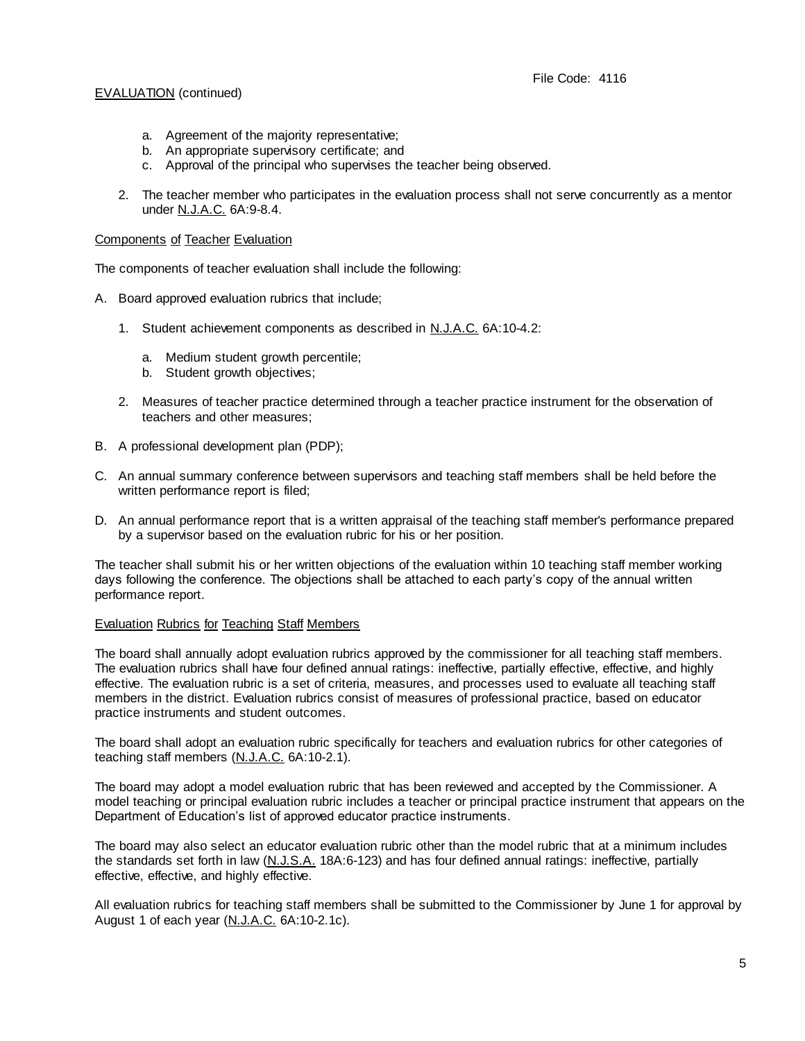a. Agreement of the majority representative;
b. An appropriate supervisory certificate; and
c. Approval of the principal who supervises the teacher being observed.

2. The teacher member who participates in the evaluation process shall not serve concurrently as a mentor under N.J.A.C. 6A:9-8.4.

## Components of Teacher Evaluation

The components of teacher evaluation shall include the following:

A. Board approved evaluation rubrics that include;

   1. Student achievement components as described in N.J.A.C. 6A:10-4.2:

      a. Medium student growth percentile;
      b. Student growth objectives;

   2. Measures of teacher practice determined through a teacher practice instrument for the observation of teachers and other measures;

B. A professional development plan (PDP);

C. An annual summary conference between supervisors and teaching staff members shall be held before the written performance report is filed;

D. An annual performance report that is a written appraisal of the teaching staff member's performance prepared by a supervisor based on the evaluation rubric for his or her position.

The teacher shall submit his or her written objections of the evaluation within 10 teaching staff member working days following the conference. The objections shall be attached to each party's copy of the annual written performance report.

## Evaluation Rubrics for Teaching Staff Members

The board shall annually adopt evaluation rubrics approved by the commissioner for all teaching staff members. The evaluation rubrics shall have four defined annual ratings: ineffective, partially effective, effective, and highly effective. The evaluation rubric is a set of criteria, measures, and processes used to evaluate all teaching staff members in the district. Evaluation rubrics consist of measures of professional practice, based on educator practice instruments and student outcomes.

The board shall adopt an evaluation rubric specifically for teachers and evaluation rubrics for other categories of teaching staff members (N.J.A.C. 6A:10-2.1).

The board may adopt a model evaluation rubric that has been reviewed and accepted by the Commissioner. A model teaching or principal evaluation rubric includes a teacher or principal practice instrument that appears on the Department of Education's list of approved educator practice instruments.

The board may also select an educator evaluation rubric other than the model rubric that at a minimum includes the standards set forth in law (N.J.S.A. 18A:6-123) and has four defined annual ratings: ineffective, partially effective, effective, and highly effective.

All evaluation rubrics for teaching staff members shall be submitted to the Commissioner by June 1 for approval by August 1 of each year (N.J.A.C. 6A:10-2.1c).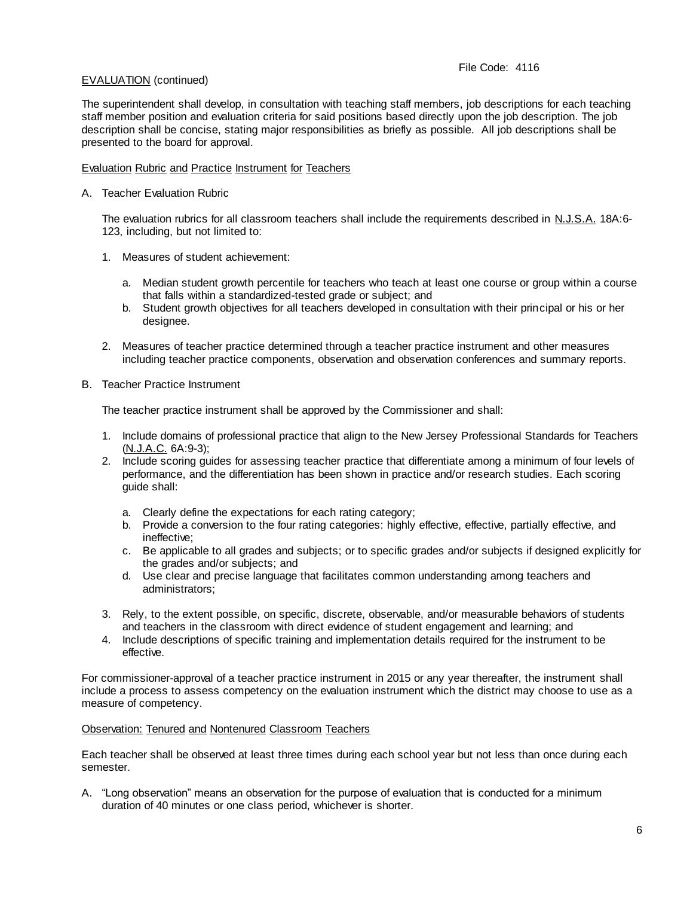EVALUATION (continued)

The superintendent shall develop, in consultation with teaching staff members, job descriptions for each teaching staff member position and evaluation criteria for said positions based directly upon the job description. The job description shall be concise, stating major responsibilities as briefly as possible. All job descriptions shall be presented to the board for approval.

Evaluation Rubric and Practice Instrument for Teachers

A. Teacher Evaluation Rubric

   The evaluation rubrics for all classroom teachers shall include the requirements described in N.J.S.A. 18A:6-123, including, but not limited to:

   1. Measures of student achievement:

      a. Median student growth percentile for teachers who teach at least one course or group within a course that falls within a standardized-tested grade or subject; and
      b. Student growth objectives for all teachers developed in consultation with their principal or his or her designee.

   2. Measures of teacher practice determined through a teacher practice instrument and other measures including teacher practice components, observation and observation conferences and summary reports.

B. Teacher Practice Instrument

   The teacher practice instrument shall be approved by the Commissioner and shall:

   1. Include domains of professional practice that align to the New Jersey Professional Standards for Teachers (N.J.A.C. 6A:9-3);
   2. Include scoring guides for assessing teacher practice that differentiate among a minimum of four levels of performance, and the differentiation has been shown in practice and/or research studies. Each scoring guide shall:

      a. Clearly define the expectations for each rating category;
      b. Provide a conversion to the four rating categories: highly effective, effective, partially effective, and ineffective;
      c. Be applicable to all grades and subjects; or to specific grades and/or subjects if designed explicitly for the grades and/or subjects; and
      d. Use clear and precise language that facilitates common understanding among teachers and administrators;

   3. Rely, to the extent possible, on specific, discrete, observable, and/or measurable behaviors of students and teachers in the classroom with direct evidence of student engagement and learning; and
   4. Include descriptions of specific training and implementation details required for the instrument to be effective.

For commissioner-approval of a teacher practice instrument in 2015 or any year thereafter, the instrument shall include a process to assess competency on the evaluation instrument which the district may choose to use as a measure of competency.

Observation: Tenured and Nontenured Classroom Teachers

Each teacher shall be observed at least three times during each school year but not less than once during each semester.

A. "Long observation" means an observation for the purpose of evaluation that is conducted for a minimum duration of 40 minutes or one class period, whichever is shorter.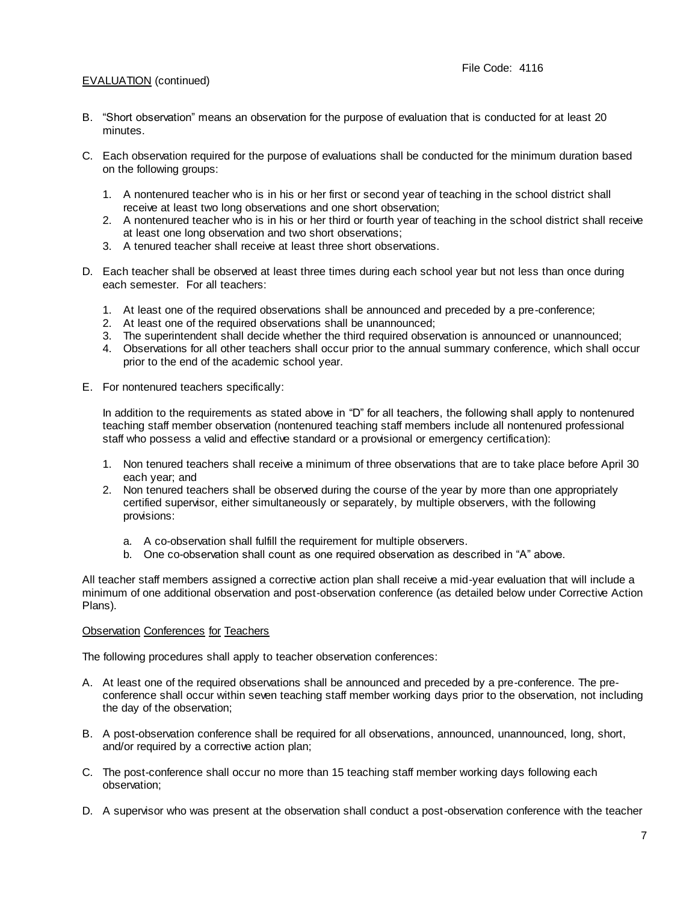EVALUATION (continued)

B. "Short observation" means an observation for the purpose of evaluation that is conducted for at least 20 minutes.

C. Each observation required for the purpose of evaluations shall be conducted for the minimum duration based on the following groups:

   1. A nontenured teacher who is in his or her first or second year of teaching in the school district shall receive at least two long observations and one short observation;
   2. A nontenured teacher who is in his or her third or fourth year of teaching in the school district shall receive at least one long observation and two short observations;
   3. A tenured teacher shall receive at least three short observations.

D. Each teacher shall be observed at least three times during each school year but not less than once during each semester. For all teachers:

   1. At least one of the required observations shall be announced and preceded by a pre-conference;
   2. At least one of the required observations shall be unannounced;
   3. The superintendent shall decide whether the third required observation is announced or unannounced;
   4. Observations for all other teachers shall occur prior to the annual summary conference, which shall occur prior to the end of the academic school year.

E. For nontenured teachers specifically:

   In addition to the requirements as stated above in "D" for all teachers, the following shall apply to nontenured teaching staff member observation (nontenured teaching staff members include all nontenured professional staff who possess a valid and effective standard or a provisional or emergency certification):

   1. Non tenured teachers shall receive a minimum of three observations that are to take place before April 30 each year; and
   2. Non tenured teachers shall be observed during the course of the year by more than one appropriately certified supervisor, either simultaneously or separately, by multiple observers, with the following provisions:

      a. A co-observation shall fulfill the requirement for multiple observers.
      b. One co-observation shall count as one required observation as described in "A" above.

All teacher staff members assigned a corrective action plan shall receive a mid-year evaluation that will include a minimum of one additional observation and post-observation conference (as detailed below under Corrective Action Plans).

Observation Conferences for Teachers

The following procedures shall apply to teacher observation conferences:

A. At least one of the required observations shall be announced and preceded by a pre-conference. The pre-conference shall occur within seven teaching staff member working days prior to the observation, not including the day of the observation;

B. A post-observation conference shall be required for all observations, announced, unannounced, long, short, and/or required by a corrective action plan;

C. The post-conference shall occur no more than 15 teaching staff member working days following each observation;

D. A supervisor who was present at the observation shall conduct a post-observation conference with the teacher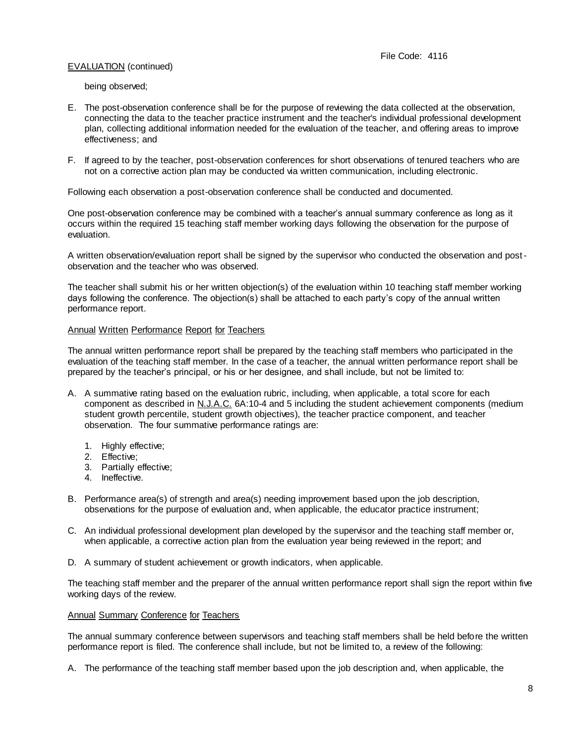being observed;

E. The post-observation conference shall be for the purpose of reviewing the data collected at the observation, connecting the data to the teacher practice instrument and the teacher's individual professional development plan, collecting additional information needed for the evaluation of the teacher, and offering areas to improve effectiveness; and

F. If agreed to by the teacher, post-observation conferences for short observations of tenured teachers who are not on a corrective action plan may be conducted via written communication, including electronic.

Following each observation a post-observation conference shall be conducted and documented.

One post-observation conference may be combined with a teacher's annual summary conference as long as it occurs within the required 15 teaching staff member working days following the observation for the purpose of evaluation.

A written observation/evaluation report shall be signed by the supervisor who conducted the observation and post-observation and the teacher who was observed.

The teacher shall submit his or her written objection(s) of the evaluation within 10 teaching staff member working days following the conference. The objection(s) shall be attached to each party's copy of the annual written performance report.

## Annual Written Performance Report for Teachers

The annual written performance report shall be prepared by the teaching staff members who participated in the evaluation of the teaching staff member. In the case of a teacher, the annual written performance report shall be prepared by the teacher's principal, or his or her designee, and shall include, but not be limited to:

A. A summative rating based on the evaluation rubric, including, when applicable, a total score for each component as described in N.J.A.C. 6A:10-4 and 5 including the student achievement components (medium student growth percentile, student growth objectives), the teacher practice component, and teacher observation. The four summative performance ratings are:

   1. Highly effective;
   2. Effective;
   3. Partially effective;
   4. Ineffective.

B. Performance area(s) of strength and area(s) needing improvement based upon the job description, observations for the purpose of evaluation and, when applicable, the educator practice instrument;

C. An individual professional development plan developed by the supervisor and the teaching staff member or, when applicable, a corrective action plan from the evaluation year being reviewed in the report; and

D. A summary of student achievement or growth indicators, when applicable.

The teaching staff member and the preparer of the annual written performance report shall sign the report within five working days of the review.

## Annual Summary Conference for Teachers

The annual summary conference between supervisors and teaching staff members shall be held before the written performance report is filed. The conference shall include, but not be limited to, a review of the following:

A. The performance of the teaching staff member based upon the job description and, when applicable, the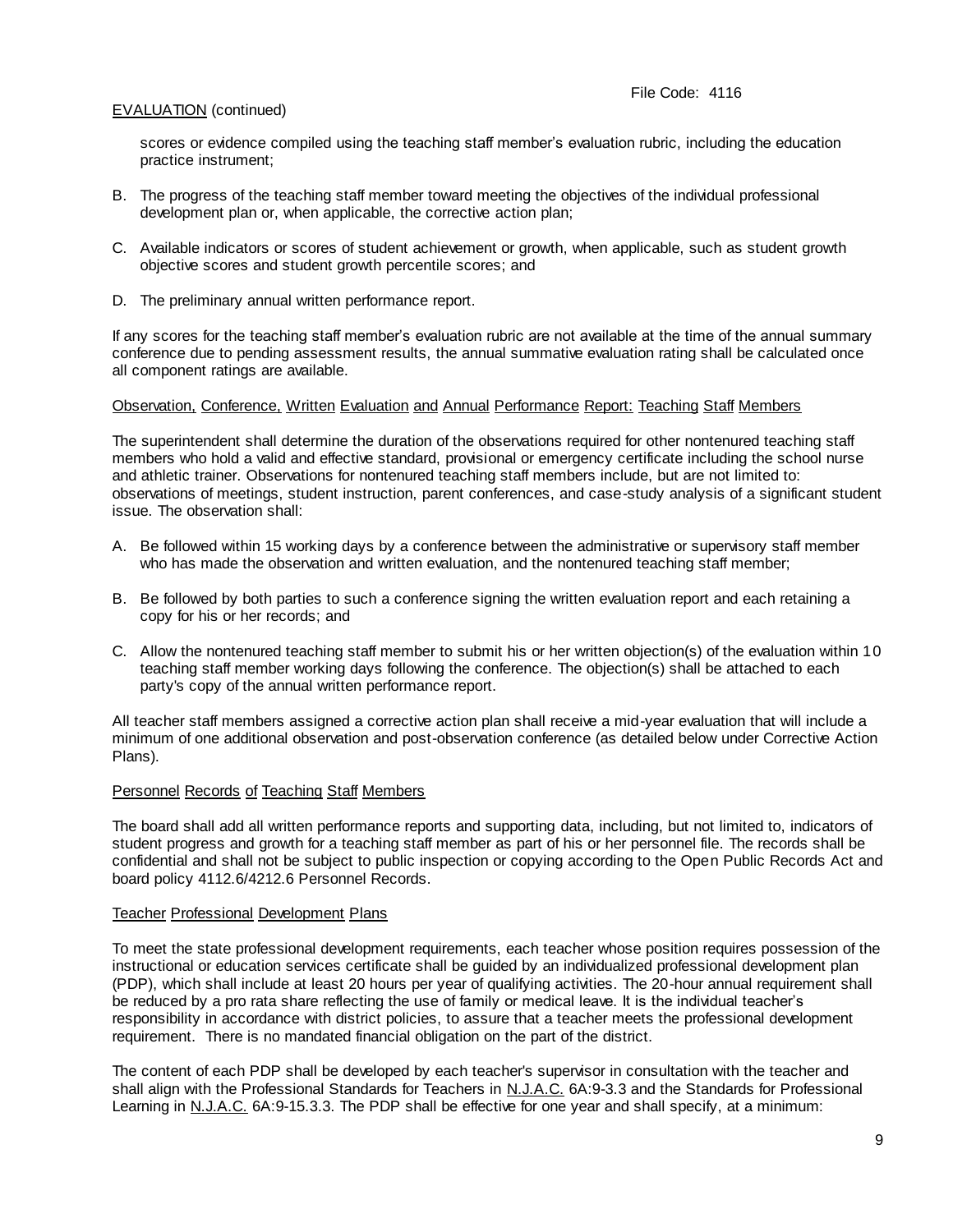scores or evidence compiled using the teaching staff member's evaluation rubric, including the education practice instrument;

B. The progress of the teaching staff member toward meeting the objectives of the individual professional development plan or, when applicable, the corrective action plan;

C. Available indicators or scores of student achievement or growth, when applicable, such as student growth objective scores and student growth percentile scores; and

D. The preliminary annual written performance report.

If any scores for the teaching staff member's evaluation rubric are not available at the time of the annual summary conference due to pending assessment results, the annual summative evaluation rating shall be calculated once all component ratings are available.

Observation, Conference, Written Evaluation and Annual Performance Report: Teaching Staff Members

The superintendent shall determine the duration of the observations required for other nontenured teaching staff members who hold a valid and effective standard, provisional or emergency certificate including the school nurse and athletic trainer. Observations for nontenured teaching staff members include, but are not limited to: observations of meetings, student instruction, parent conferences, and case-study analysis of a significant student issue. The observation shall:

A. Be followed within 15 working days by a conference between the administrative or supervisory staff member who has made the observation and written evaluation, and the nontenured teaching staff member;

B. Be followed by both parties to such a conference signing the written evaluation report and each retaining a copy for his or her records; and

C. Allow the nontenured teaching staff member to submit his or her written objection(s) of the evaluation within 10 teaching staff member working days following the conference. The objection(s) shall be attached to each party's copy of the annual written performance report.

All teacher staff members assigned a corrective action plan shall receive a mid-year evaluation that will include a minimum of one additional observation and post-observation conference (as detailed below under Corrective Action Plans).

Personnel Records of Teaching Staff Members

The board shall add all written performance reports and supporting data, including, but not limited to, indicators of student progress and growth for a teaching staff member as part of his or her personnel file. The records shall be confidential and shall not be subject to public inspection or copying according to the Open Public Records Act and board policy 4112.6/4212.6 Personnel Records.

Teacher Professional Development Plans

To meet the state professional development requirements, each teacher whose position requires possession of the instructional or education services certificate shall be guided by an individualized professional development plan (PDP), which shall include at least 20 hours per year of qualifying activities. The 20-hour annual requirement shall be reduced by a pro rata share reflecting the use of family or medical leave. It is the individual teacher's responsibility in accordance with district policies, to assure that a teacher meets the professional development requirement. There is no mandated financial obligation on the part of the district.

The content of each PDP shall be developed by each teacher's supervisor in consultation with the teacher and shall align with the Professional Standards for Teachers in N.J.A.C. 6A:9-3.3 and the Standards for Professional Learning in N.J.A.C. 6A:9-15.3.3. The PDP shall be effective for one year and shall specify, at a minimum: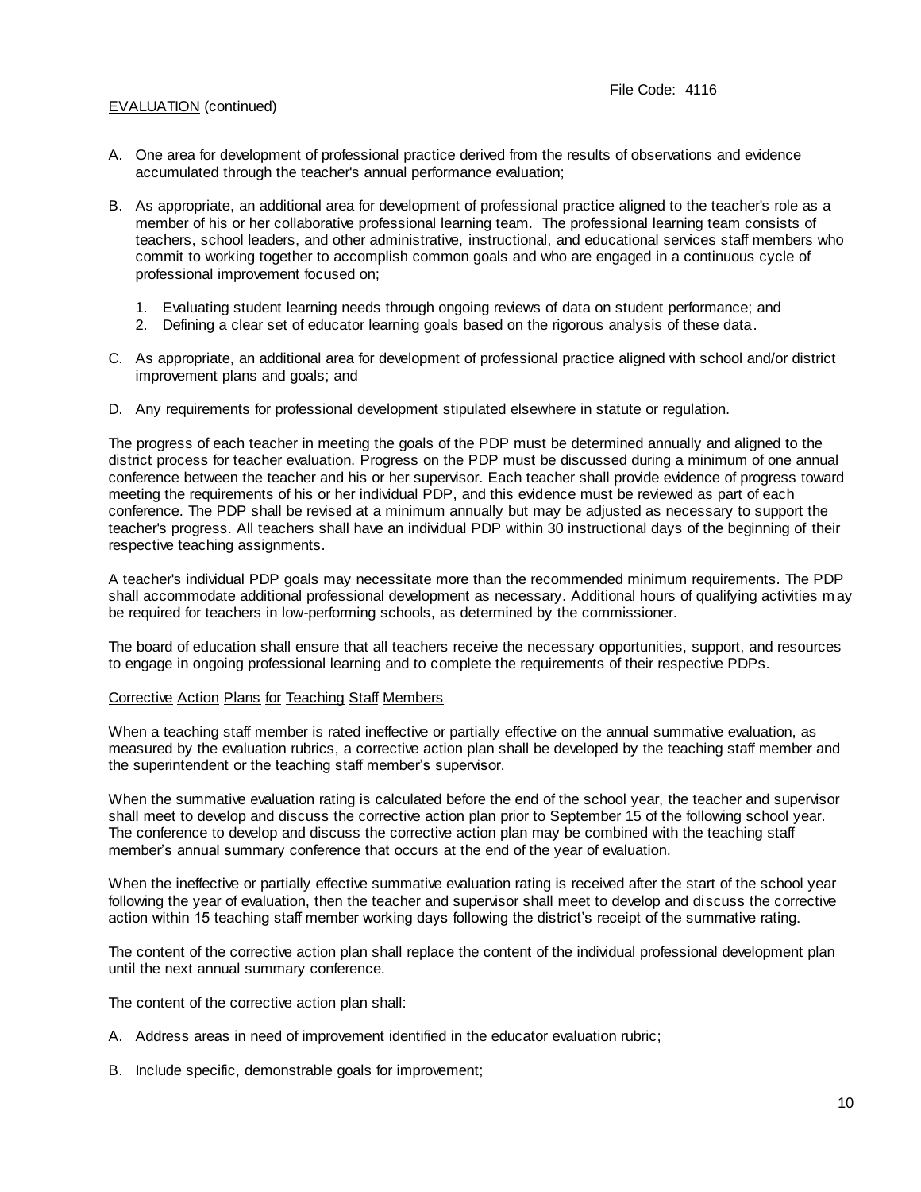EVALUATION (continued)

A. One area for development of professional practice derived from the results of observations and evidence accumulated through the teacher's annual performance evaluation;

B. As appropriate, an additional area for development of professional practice aligned to the teacher's role as a member of his or her collaborative professional learning team. The professional learning team consists of teachers, school leaders, and other administrative, instructional, and educational services staff members who commit to working together to accomplish common goals and who are engaged in a continuous cycle of professional improvement focused on;

   1. Evaluating student learning needs through ongoing reviews of data on student performance; and
   2. Defining a clear set of educator learning goals based on the rigorous analysis of these data.

C. As appropriate, an additional area for development of professional practice aligned with school and/or district improvement plans and goals; and

D. Any requirements for professional development stipulated elsewhere in statute or regulation.

The progress of each teacher in meeting the goals of the PDP must be determined annually and aligned to the district process for teacher evaluation. Progress on the PDP must be discussed during a minimum of one annual conference between the teacher and his or her supervisor. Each teacher shall provide evidence of progress toward meeting the requirements of his or her individual PDP, and this evidence must be reviewed as part of each conference. The PDP shall be revised at a minimum annually but may be adjusted as necessary to support the teacher's progress. All teachers shall have an individual PDP within 30 instructional days of the beginning of their respective teaching assignments.

A teacher's individual PDP goals may necessitate more than the recommended minimum requirements. The PDP shall accommodate additional professional development as necessary. Additional hours of qualifying activities may be required for teachers in low-performing schools, as determined by the commissioner.

The board of education shall ensure that all teachers receive the necessary opportunities, support, and resources to engage in ongoing professional learning and to complete the requirements of their respective PDPs.

Corrective Action Plans for Teaching Staff Members

When a teaching staff member is rated ineffective or partially effective on the annual summative evaluation, as measured by the evaluation rubrics, a corrective action plan shall be developed by the teaching staff member and the superintendent or the teaching staff member's supervisor.

When the summative evaluation rating is calculated before the end of the school year, the teacher and supervisor shall meet to develop and discuss the corrective action plan prior to September 15 of the following school year. The conference to develop and discuss the corrective action plan may be combined with the teaching staff member's annual summary conference that occurs at the end of the year of evaluation.

When the ineffective or partially effective summative evaluation rating is received after the start of the school year following the year of evaluation, then the teacher and supervisor shall meet to develop and discuss the corrective action within 15 teaching staff member working days following the district's receipt of the summative rating.

The content of the corrective action plan shall replace the content of the individual professional development plan until the next annual summary conference.

The content of the corrective action plan shall:

A. Address areas in need of improvement identified in the educator evaluation rubric;

B. Include specific, demonstrable goals for improvement;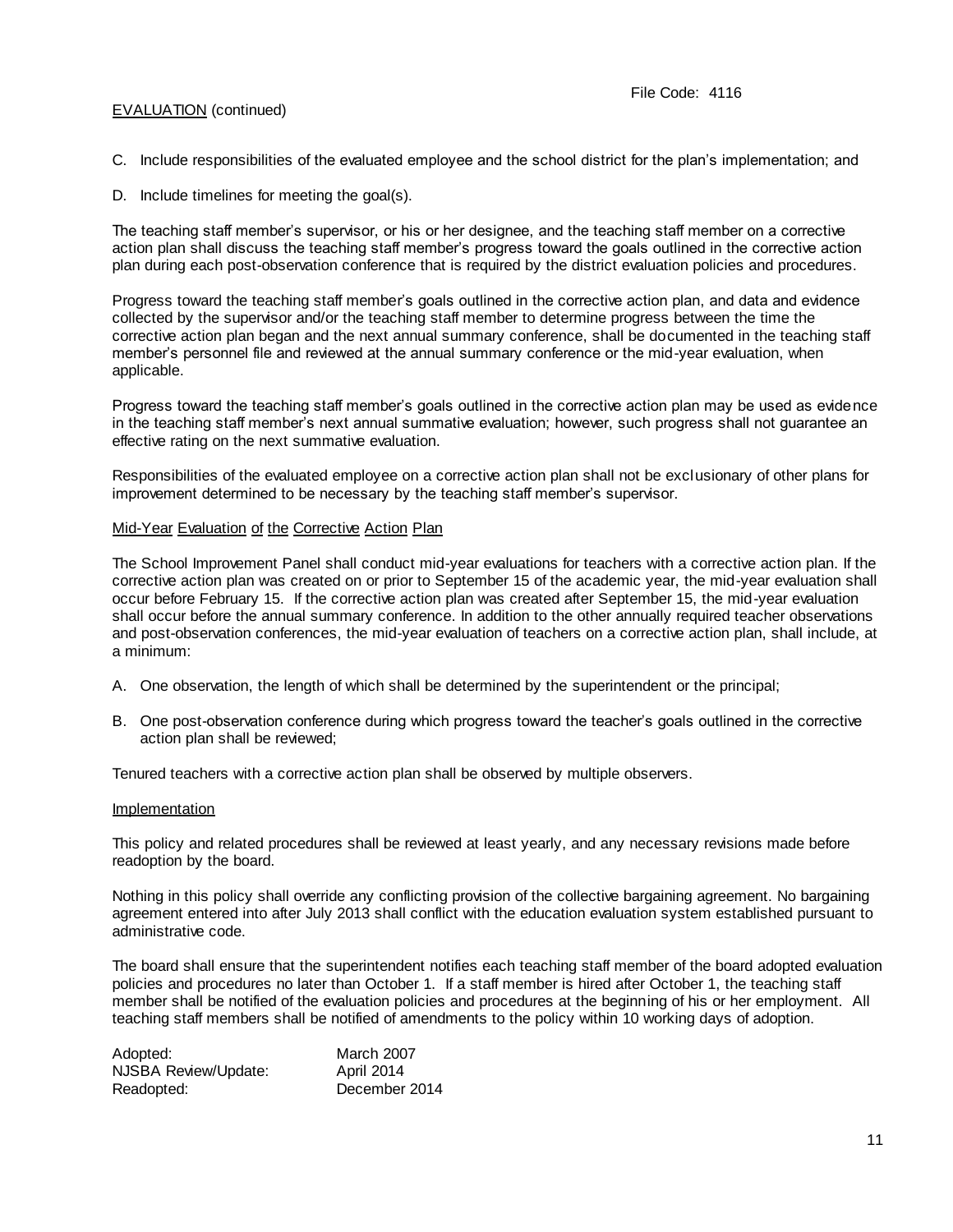C. Include responsibilities of the evaluated employee and the school district for the plan's implementation; and

D. Include timelines for meeting the goal(s).

The teaching staff member's supervisor, or his or her designee, and the teaching staff member on a corrective action plan shall discuss the teaching staff member's progress toward the goals outlined in the corrective action plan during each post-observation conference that is required by the district evaluation policies and procedures.

Progress toward the teaching staff member's goals outlined in the corrective action plan, and data and evidence collected by the supervisor and/or the teaching staff member to determine progress between the time the corrective action plan began and the next annual summary conference, shall be documented in the teaching staff member's personnel file and reviewed at the annual summary conference or the mid-year evaluation, when applicable.

Progress toward the teaching staff member's goals outlined in the corrective action plan may be used as evidence in the teaching staff member's next annual summative evaluation; however, such progress shall not guarantee an effective rating on the next summative evaluation.

Responsibilities of the evaluated employee on a corrective action plan shall not be exclusionary of other plans for improvement determined to be necessary by the teaching staff member's supervisor.

## Mid-Year Evaluation of the Corrective Action Plan

The School Improvement Panel shall conduct mid-year evaluations for teachers with a corrective action plan. If the corrective action plan was created on or prior to September 15 of the academic year, the mid-year evaluation shall occur before February 15. If the corrective action plan was created after September 15, the mid-year evaluation shall occur before the annual summary conference. In addition to the other annually required teacher observations and post-observation conferences, the mid-year evaluation of teachers on a corrective action plan, shall include, at a minimum:

A. One observation, the length of which shall be determined by the superintendent or the principal;

B. One post-observation conference during which progress toward the teacher's goals outlined in the corrective action plan shall be reviewed;

Tenured teachers with a corrective action plan shall be observed by multiple observers.

## Implementation

This policy and related procedures shall be reviewed at least yearly, and any necessary revisions made before readoption by the board.

Nothing in this policy shall override any conflicting provision of the collective bargaining agreement. No bargaining agreement entered into after July 2013 shall conflict with the education evaluation system established pursuant to administrative code.

The board shall ensure that the superintendent notifies each teaching staff member of the board adopted evaluation policies and procedures no later than October 1. If a staff member is hired after October 1, the teaching staff member shall be notified of the evaluation policies and procedures at the beginning of his or her employment. All teaching staff members shall be notified of amendments to the policy within 10 working days of adoption.

Adopted: March 2007
NJSBA Review/Update: April 2014
Readopted: December 2014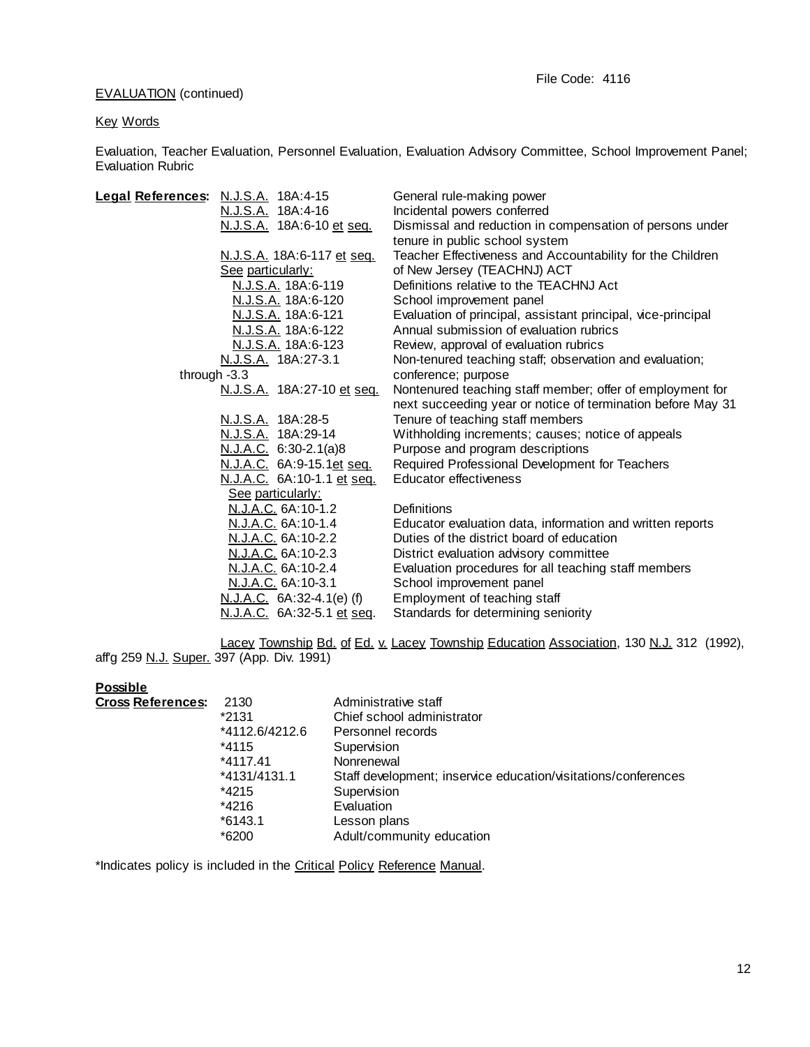File Code: 4116

EVALUATION (continued)

Key Words

Evaluation, Teacher Evaluation, Personnel Evaluation, Evaluation Advisory Committee, School Improvement Panel; Evaluation Rubric

**Legal References:**

| | |
|---|---|
| N.J.S.A. 18A:4-15 | General rule-making power |
| N.J.S.A. 18A:4-16 | Incidental powers conferred |
| N.J.S.A. 18A:6-10 et seq. | Dismissal and reduction in compensation of persons under tenure in public school system |
| N.J.S.A. 18A:6-117 et seq. | Teacher Effectiveness and Accountability for the Children of New Jersey (TEACHNJ) ACT |
| See particularly: | |
| N.J.S.A. 18A:6-119 | Definitions relative to the TEACHNJ Act |
| N.J.S.A. 18A:6-120 | School improvement panel |
| N.J.S.A. 18A:6-121 | Evaluation of principal, assistant principal, vice-principal |
| N.J.S.A. 18A:6-122 | Annual submission of evaluation rubrics |
| N.J.S.A. 18A:6-123 | Review, approval of evaluation rubrics |
| N.J.S.A. 18A:27-3.1 through -3.3 | Non-tenured teaching staff; observation and evaluation; conference; purpose |
| N.J.S.A. 18A:27-10 et seq. | Nontenured teaching staff member; offer of employment for next succeeding year or notice of termination before May 31 |
| N.J.S.A. 18A:28-5 | Tenure of teaching staff members |
| N.J.S.A. 18A:29-14 | Withholding increments; causes; notice of appeals |
| N.J.A.C. 6:30-2.1(a)8 | Purpose and program descriptions |
| N.J.A.C. 6A:9-15.1et seq. | Required Professional Development for Teachers |
| N.J.A.C. 6A:10-1.1 et seq. | Educator effectiveness |
| See particularly: | |
| N.J.A.C. 6A:10-1.2 | Definitions |
| N.J.A.C. 6A:10-1.4 | Educator evaluation data, information and written reports |
| N.J.A.C. 6A:10-2.2 | Duties of the district board of education |
| N.J.A.C. 6A:10-2.3 | District evaluation advisory committee |
| N.J.A.C. 6A:10-2.4 | Evaluation procedures for all teaching staff members |
| N.J.A.C. 6A:10-3.1 | School improvement panel |
| N.J.A.C. 6A:32-4.1(e) (f) | Employment of teaching staff |
| N.J.A.C. 6A:32-5.1 et seq. | Standards for determining seniority |

Lacey Township Bd. of Ed. v. Lacey Township Education Association, 130 N.J. 312 (1992), aff'g 259 N.J. Super. 397 (App. Div. 1991)

**Possible Cross References:**

| | |
|---|---|
| 2130 | Administrative staff |
| *2131 | Chief school administrator |
| *4112.6/4212.6 | Personnel records |
| *4115 | Supervision |
| *4117.41 | Nonrenewal |
| *4131/4131.1 | Staff development; inservice education/visitations/conferences |
| *4215 | Supervision |
| *4216 | Evaluation |
| *6143.1 | Lesson plans |
| *6200 | Adult/community education |

*Indicates policy is included in the Critical Policy Reference Manual.